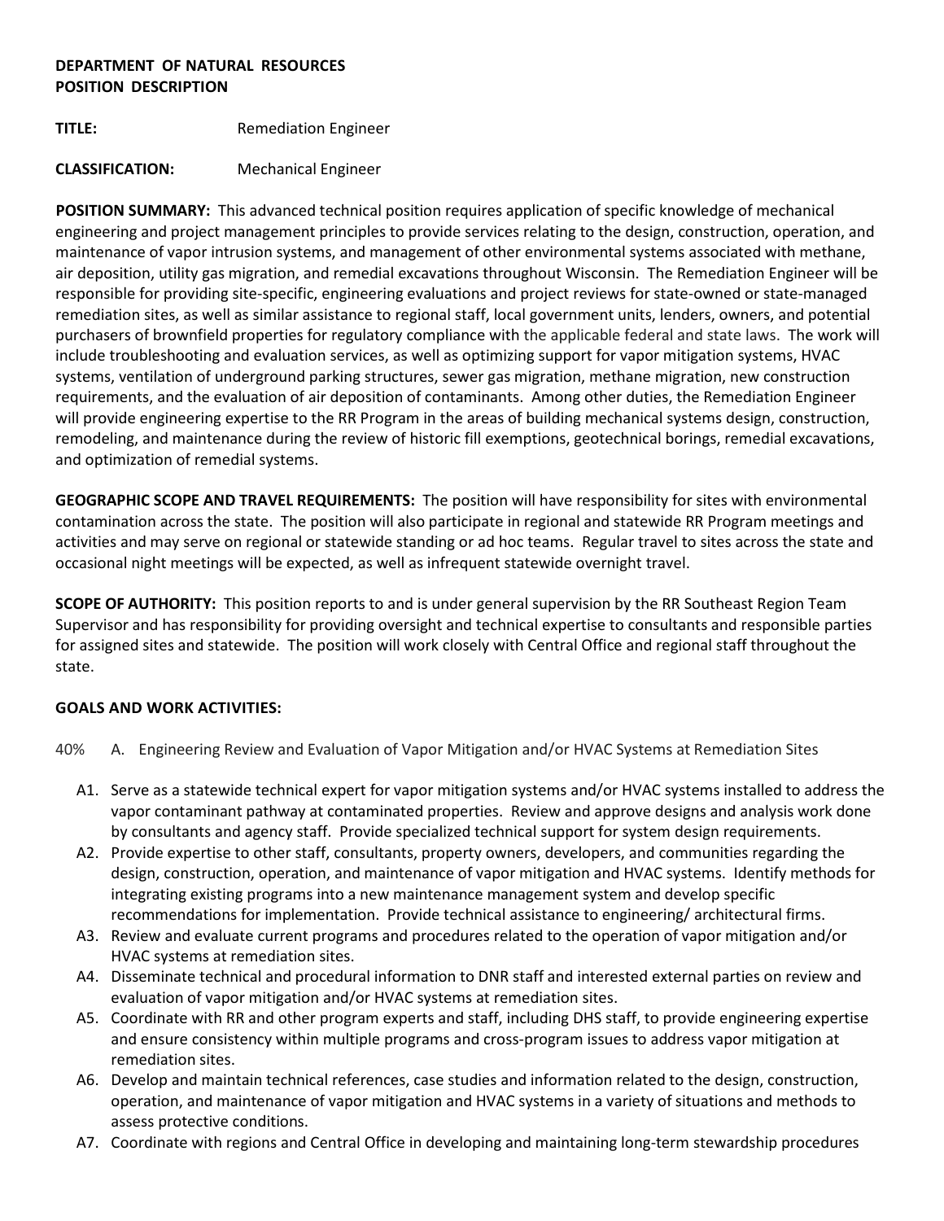**DEPARTMENT OF NATURAL RESOURCES**
**POSITION DESCRIPTION**

**TITLE:** Remediation Engineer

**CLASSIFICATION:** Mechanical Engineer

**POSITION SUMMARY:** This advanced technical position requires application of specific knowledge of mechanical engineering and project management principles to provide services relating to the design, construction, operation, and maintenance of vapor intrusion systems, and management of other environmental systems associated with methane, air deposition, utility gas migration, and remedial excavations throughout Wisconsin. The Remediation Engineer will be responsible for providing site-specific, engineering evaluations and project reviews for state-owned or state-managed remediation sites, as well as similar assistance to regional staff, local government units, lenders, owners, and potential purchasers of brownfield properties for regulatory compliance with the applicable federal and state laws. The work will include troubleshooting and evaluation services, as well as optimizing support for vapor mitigation systems, HVAC systems, ventilation of underground parking structures, sewer gas migration, methane migration, new construction requirements, and the evaluation of air deposition of contaminants. Among other duties, the Remediation Engineer will provide engineering expertise to the RR Program in the areas of building mechanical systems design, construction, remodeling, and maintenance during the review of historic fill exemptions, geotechnical borings, remedial excavations, and optimization of remedial systems.

**GEOGRAPHIC SCOPE AND TRAVEL REQUIREMENTS:** The position will have responsibility for sites with environmental contamination across the state. The position will also participate in regional and statewide RR Program meetings and activities and may serve on regional or statewide standing or ad hoc teams. Regular travel to sites across the state and occasional night meetings will be expected, as well as infrequent statewide overnight travel.

**SCOPE OF AUTHORITY:** This position reports to and is under general supervision by the RR Southeast Region Team Supervisor and has responsibility for providing oversight and technical expertise to consultants and responsible parties for assigned sites and statewide. The position will work closely with Central Office and regional staff throughout the state.

**GOALS AND WORK ACTIVITIES:**

40% A. Engineering Review and Evaluation of Vapor Mitigation and/or HVAC Systems at Remediation Sites

- A1. Serve as a statewide technical expert for vapor mitigation systems and/or HVAC systems installed to address the vapor contaminant pathway at contaminated properties. Review and approve designs and analysis work done by consultants and agency staff. Provide specialized technical support for system design requirements.
- A2. Provide expertise to other staff, consultants, property owners, developers, and communities regarding the design, construction, operation, and maintenance of vapor mitigation and HVAC systems. Identify methods for integrating existing programs into a new maintenance management system and develop specific recommendations for implementation. Provide technical assistance to engineering/ architectural firms.
- A3. Review and evaluate current programs and procedures related to the operation of vapor mitigation and/or HVAC systems at remediation sites.
- A4. Disseminate technical and procedural information to DNR staff and interested external parties on review and evaluation of vapor mitigation and/or HVAC systems at remediation sites.
- A5. Coordinate with RR and other program experts and staff, including DHS staff, to provide engineering expertise and ensure consistency within multiple programs and cross-program issues to address vapor mitigation at remediation sites.
- A6. Develop and maintain technical references, case studies and information related to the design, construction, operation, and maintenance of vapor mitigation and HVAC systems in a variety of situations and methods to assess protective conditions.
- A7. Coordinate with regions and Central Office in developing and maintaining long-term stewardship procedures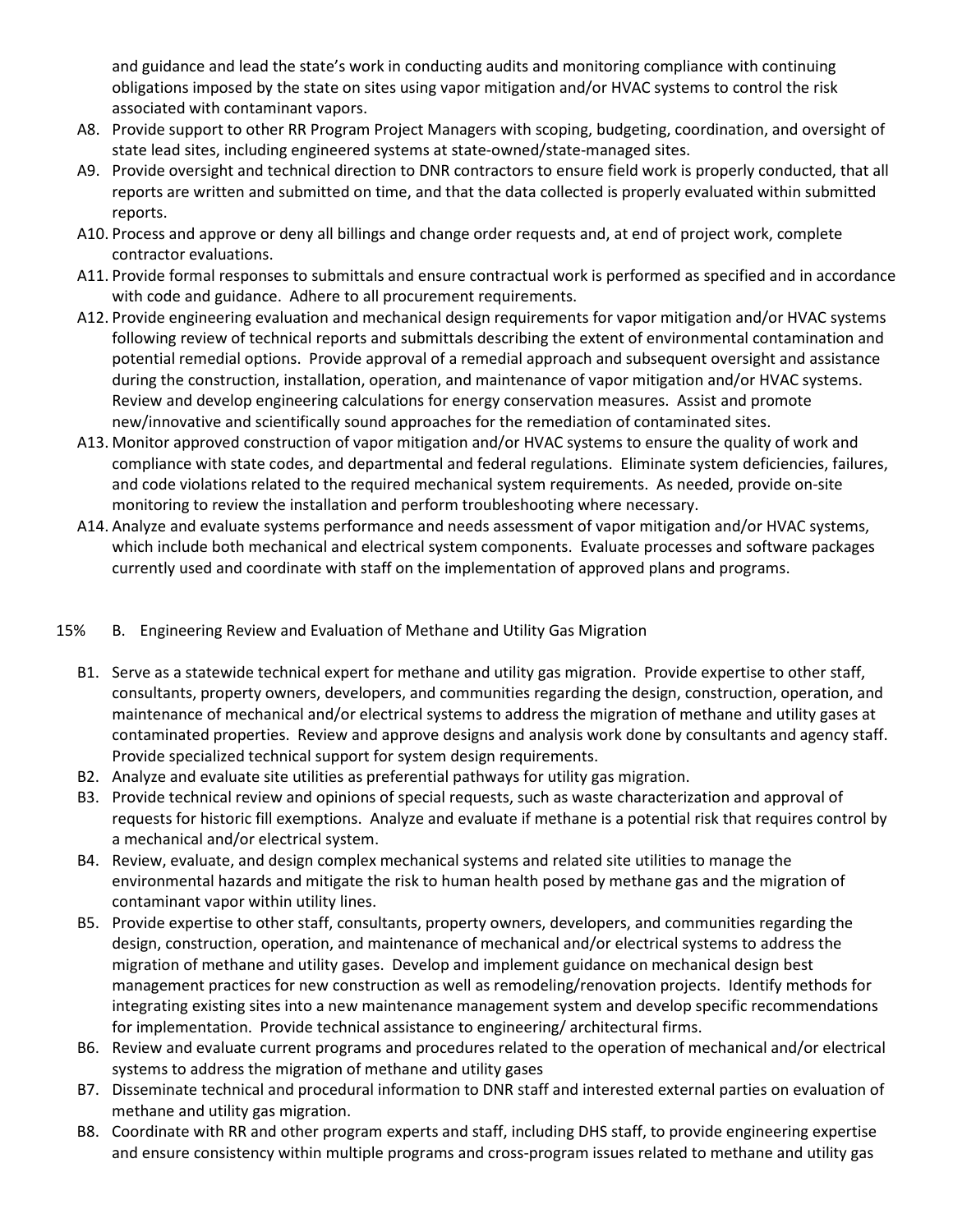and guidance and lead the state's work in conducting audits and monitoring compliance with continuing obligations imposed by the state on sites using vapor mitigation and/or HVAC systems to control the risk associated with contaminant vapors.

A8. Provide support to other RR Program Project Managers with scoping, budgeting, coordination, and oversight of state lead sites, including engineered systems at state-owned/state-managed sites.

A9. Provide oversight and technical direction to DNR contractors to ensure field work is properly conducted, that all reports are written and submitted on time, and that the data collected is properly evaluated within submitted reports.

A10. Process and approve or deny all billings and change order requests and, at end of project work, complete contractor evaluations.

A11. Provide formal responses to submittals and ensure contractual work is performed as specified and in accordance with code and guidance. Adhere to all procurement requirements.

A12. Provide engineering evaluation and mechanical design requirements for vapor mitigation and/or HVAC systems following review of technical reports and submittals describing the extent of environmental contamination and potential remedial options. Provide approval of a remedial approach and subsequent oversight and assistance during the construction, installation, operation, and maintenance of vapor mitigation and/or HVAC systems. Review and develop engineering calculations for energy conservation measures. Assist and promote new/innovative and scientifically sound approaches for the remediation of contaminated sites.

A13. Monitor approved construction of vapor mitigation and/or HVAC systems to ensure the quality of work and compliance with state codes, and departmental and federal regulations. Eliminate system deficiencies, failures, and code violations related to the required mechanical system requirements. As needed, provide on-site monitoring to review the installation and perform troubleshooting where necessary.

A14. Analyze and evaluate systems performance and needs assessment of vapor mitigation and/or HVAC systems, which include both mechanical and electrical system components. Evaluate processes and software packages currently used and coordinate with staff on the implementation of approved plans and programs.

15% B. Engineering Review and Evaluation of Methane and Utility Gas Migration

B1. Serve as a statewide technical expert for methane and utility gas migration. Provide expertise to other staff, consultants, property owners, developers, and communities regarding the design, construction, operation, and maintenance of mechanical and/or electrical systems to address the migration of methane and utility gases at contaminated properties. Review and approve designs and analysis work done by consultants and agency staff. Provide specialized technical support for system design requirements.

B2. Analyze and evaluate site utilities as preferential pathways for utility gas migration.

B3. Provide technical review and opinions of special requests, such as waste characterization and approval of requests for historic fill exemptions. Analyze and evaluate if methane is a potential risk that requires control by a mechanical and/or electrical system.

B4. Review, evaluate, and design complex mechanical systems and related site utilities to manage the environmental hazards and mitigate the risk to human health posed by methane gas and the migration of contaminant vapor within utility lines.

B5. Provide expertise to other staff, consultants, property owners, developers, and communities regarding the design, construction, operation, and maintenance of mechanical and/or electrical systems to address the migration of methane and utility gases. Develop and implement guidance on mechanical design best management practices for new construction as well as remodeling/renovation projects. Identify methods for integrating existing sites into a new maintenance management system and develop specific recommendations for implementation. Provide technical assistance to engineering/ architectural firms.

B6. Review and evaluate current programs and procedures related to the operation of mechanical and/or electrical systems to address the migration of methane and utility gases

B7. Disseminate technical and procedural information to DNR staff and interested external parties on evaluation of methane and utility gas migration.

B8. Coordinate with RR and other program experts and staff, including DHS staff, to provide engineering expertise and ensure consistency within multiple programs and cross-program issues related to methane and utility gas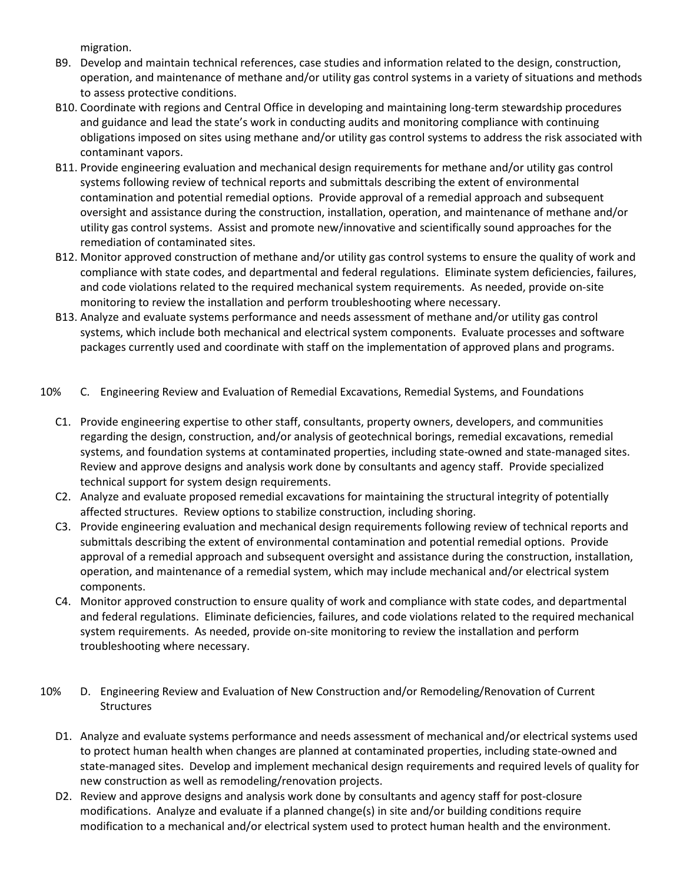migration.

- B9. Develop and maintain technical references, case studies and information related to the design, construction, operation, and maintenance of methane and/or utility gas control systems in a variety of situations and methods to assess protective conditions.
- B10. Coordinate with regions and Central Office in developing and maintaining long-term stewardship procedures and guidance and lead the state's work in conducting audits and monitoring compliance with continuing obligations imposed on sites using methane and/or utility gas control systems to address the risk associated with contaminant vapors.
- B11. Provide engineering evaluation and mechanical design requirements for methane and/or utility gas control systems following review of technical reports and submittals describing the extent of environmental contamination and potential remedial options. Provide approval of a remedial approach and subsequent oversight and assistance during the construction, installation, operation, and maintenance of methane and/or utility gas control systems. Assist and promote new/innovative and scientifically sound approaches for the remediation of contaminated sites.
- B12. Monitor approved construction of methane and/or utility gas control systems to ensure the quality of work and compliance with state codes, and departmental and federal regulations. Eliminate system deficiencies, failures, and code violations related to the required mechanical system requirements. As needed, provide on-site monitoring to review the installation and perform troubleshooting where necessary.
- B13. Analyze and evaluate systems performance and needs assessment of methane and/or utility gas control systems, which include both mechanical and electrical system components. Evaluate processes and software packages currently used and coordinate with staff on the implementation of approved plans and programs.

10% C. Engineering Review and Evaluation of Remedial Excavations, Remedial Systems, and Foundations

- C1. Provide engineering expertise to other staff, consultants, property owners, developers, and communities regarding the design, construction, and/or analysis of geotechnical borings, remedial excavations, remedial systems, and foundation systems at contaminated properties, including state-owned and state-managed sites. Review and approve designs and analysis work done by consultants and agency staff. Provide specialized technical support for system design requirements.
- C2. Analyze and evaluate proposed remedial excavations for maintaining the structural integrity of potentially affected structures. Review options to stabilize construction, including shoring.
- C3. Provide engineering evaluation and mechanical design requirements following review of technical reports and submittals describing the extent of environmental contamination and potential remedial options. Provide approval of a remedial approach and subsequent oversight and assistance during the construction, installation, operation, and maintenance of a remedial system, which may include mechanical and/or electrical system components.
- C4. Monitor approved construction to ensure quality of work and compliance with state codes, and departmental and federal regulations. Eliminate deficiencies, failures, and code violations related to the required mechanical system requirements. As needed, provide on-site monitoring to review the installation and perform troubleshooting where necessary.

10% D. Engineering Review and Evaluation of New Construction and/or Remodeling/Renovation of Current Structures

- D1. Analyze and evaluate systems performance and needs assessment of mechanical and/or electrical systems used to protect human health when changes are planned at contaminated properties, including state-owned and state-managed sites. Develop and implement mechanical design requirements and required levels of quality for new construction as well as remodeling/renovation projects.
- D2. Review and approve designs and analysis work done by consultants and agency staff for post-closure modifications. Analyze and evaluate if a planned change(s) in site and/or building conditions require modification to a mechanical and/or electrical system used to protect human health and the environment.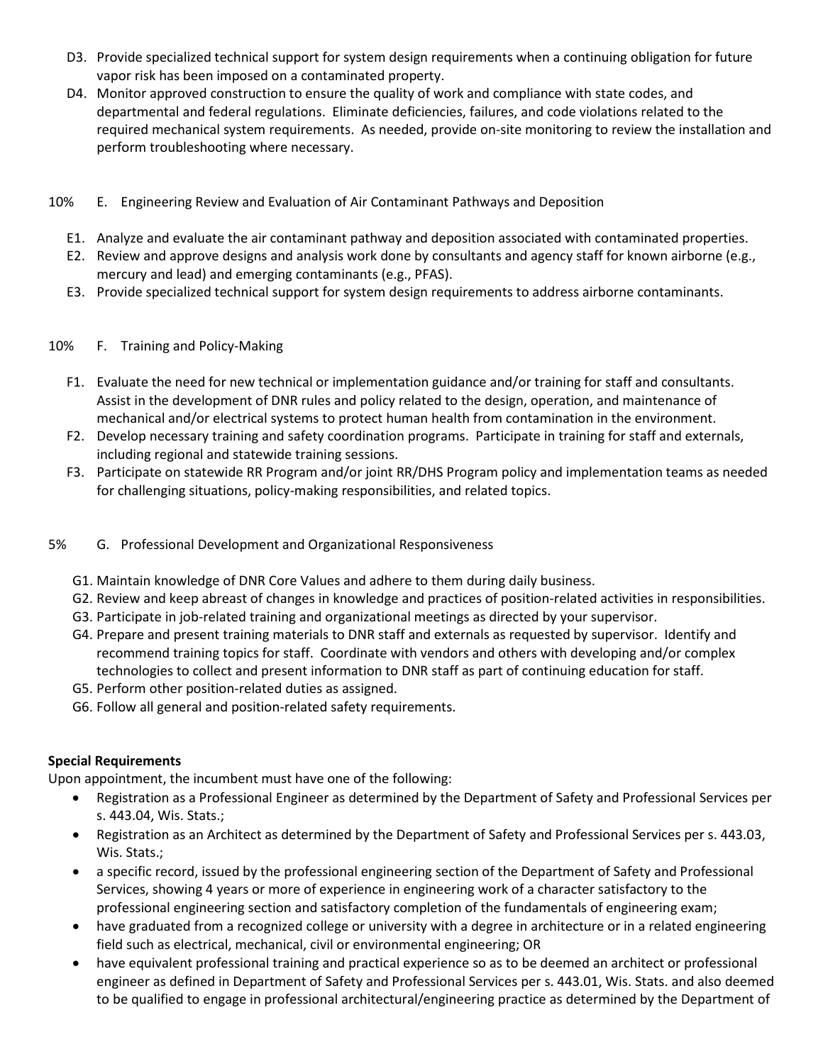D3. Provide specialized technical support for system design requirements when a continuing obligation for future vapor risk has been imposed on a contaminated property.

D4. Monitor approved construction to ensure the quality of work and compliance with state codes, and departmental and federal regulations. Eliminate deficiencies, failures, and code violations related to the required mechanical system requirements. As needed, provide on-site monitoring to review the installation and perform troubleshooting where necessary.

10% E. Engineering Review and Evaluation of Air Contaminant Pathways and Deposition

E1. Analyze and evaluate the air contaminant pathway and deposition associated with contaminated properties.

E2. Review and approve designs and analysis work done by consultants and agency staff for known airborne (e.g., mercury and lead) and emerging contaminants (e.g., PFAS).

E3. Provide specialized technical support for system design requirements to address airborne contaminants.

10% F. Training and Policy-Making

F1. Evaluate the need for new technical or implementation guidance and/or training for staff and consultants. Assist in the development of DNR rules and policy related to the design, operation, and maintenance of mechanical and/or electrical systems to protect human health from contamination in the environment.

F2. Develop necessary training and safety coordination programs. Participate in training for staff and externals, including regional and statewide training sessions.

F3. Participate on statewide RR Program and/or joint RR/DHS Program policy and implementation teams as needed for challenging situations, policy-making responsibilities, and related topics.

5% G. Professional Development and Organizational Responsiveness

G1. Maintain knowledge of DNR Core Values and adhere to them during daily business.

G2. Review and keep abreast of changes in knowledge and practices of position-related activities in responsibilities.

G3. Participate in job-related training and organizational meetings as directed by your supervisor.

G4. Prepare and present training materials to DNR staff and externals as requested by supervisor. Identify and recommend training topics for staff. Coordinate with vendors and others with developing and/or complex technologies to collect and present information to DNR staff as part of continuing education for staff.

G5. Perform other position-related duties as assigned.

G6. Follow all general and position-related safety requirements.

**Special Requirements**

Upon appointment, the incumbent must have one of the following:

- Registration as a Professional Engineer as determined by the Department of Safety and Professional Services per s. 443.04, Wis. Stats.;
- Registration as an Architect as determined by the Department of Safety and Professional Services per s. 443.03, Wis. Stats.;
- a specific record, issued by the professional engineering section of the Department of Safety and Professional Services, showing 4 years or more of experience in engineering work of a character satisfactory to the professional engineering section and satisfactory completion of the fundamentals of engineering exam;
- have graduated from a recognized college or university with a degree in architecture or in a related engineering field such as electrical, mechanical, civil or environmental engineering; OR
- have equivalent professional training and practical experience so as to be deemed an architect or professional engineer as defined in Department of Safety and Professional Services per s. 443.01, Wis. Stats. and also deemed to be qualified to engage in professional architectural/engineering practice as determined by the Department of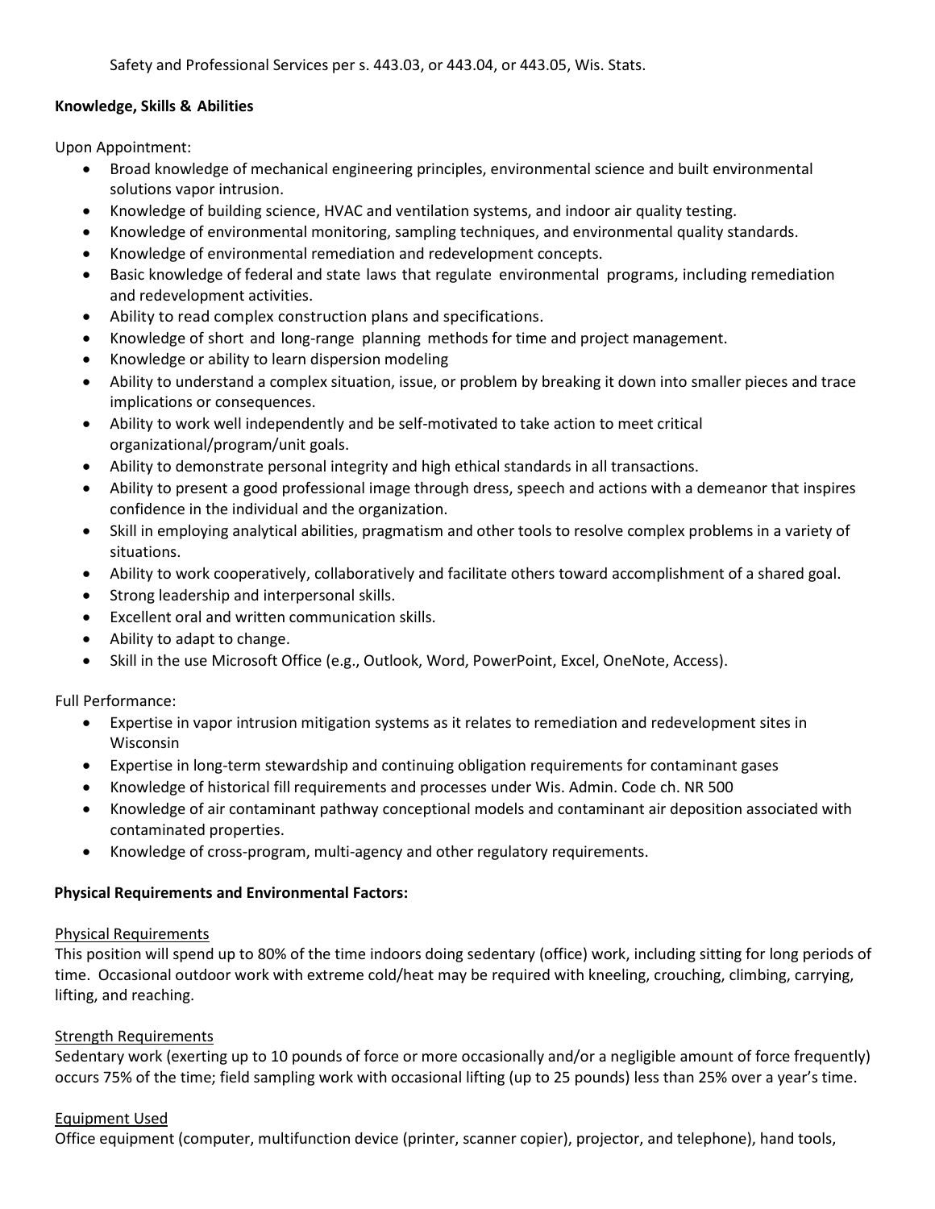Safety and Professional Services per s. 443.03, or 443.04, or 443.05, Wis. Stats.

**Knowledge, Skills & Abilities**

Upon Appointment:

- Broad knowledge of mechanical engineering principles, environmental science and built environmental solutions vapor intrusion.
- Knowledge of building science, HVAC and ventilation systems, and indoor air quality testing.
- Knowledge of environmental monitoring, sampling techniques, and environmental quality standards.
- Knowledge of environmental remediation and redevelopment concepts.
- Basic knowledge of federal and state laws that regulate environmental programs, including remediation and redevelopment activities.
- Ability to read complex construction plans and specifications.
- Knowledge of short and long-range planning methods for time and project management.
- Knowledge or ability to learn dispersion modeling
- Ability to understand a complex situation, issue, or problem by breaking it down into smaller pieces and trace implications or consequences.
- Ability to work well independently and be self-motivated to take action to meet critical organizational/program/unit goals.
- Ability to demonstrate personal integrity and high ethical standards in all transactions.
- Ability to present a good professional image through dress, speech and actions with a demeanor that inspires confidence in the individual and the organization.
- Skill in employing analytical abilities, pragmatism and other tools to resolve complex problems in a variety of situations.
- Ability to work cooperatively, collaboratively and facilitate others toward accomplishment of a shared goal.
- Strong leadership and interpersonal skills.
- Excellent oral and written communication skills.
- Ability to adapt to change.
- Skill in the use Microsoft Office (e.g., Outlook, Word, PowerPoint, Excel, OneNote, Access).

Full Performance:

- Expertise in vapor intrusion mitigation systems as it relates to remediation and redevelopment sites in Wisconsin
- Expertise in long-term stewardship and continuing obligation requirements for contaminant gases
- Knowledge of historical fill requirements and processes under Wis. Admin. Code ch. NR 500
- Knowledge of air contaminant pathway conceptional models and contaminant air deposition associated with contaminated properties.
- Knowledge of cross-program, multi-agency and other regulatory requirements.

**Physical Requirements and Environmental Factors:**

Physical Requirements

This position will spend up to 80% of the time indoors doing sedentary (office) work, including sitting for long periods of time. Occasional outdoor work with extreme cold/heat may be required with kneeling, crouching, climbing, carrying, lifting, and reaching.

Strength Requirements

Sedentary work (exerting up to 10 pounds of force or more occasionally and/or a negligible amount of force frequently) occurs 75% of the time; field sampling work with occasional lifting (up to 25 pounds) less than 25% over a year's time.

Equipment Used

Office equipment (computer, multifunction device (printer, scanner copier), projector, and telephone), hand tools,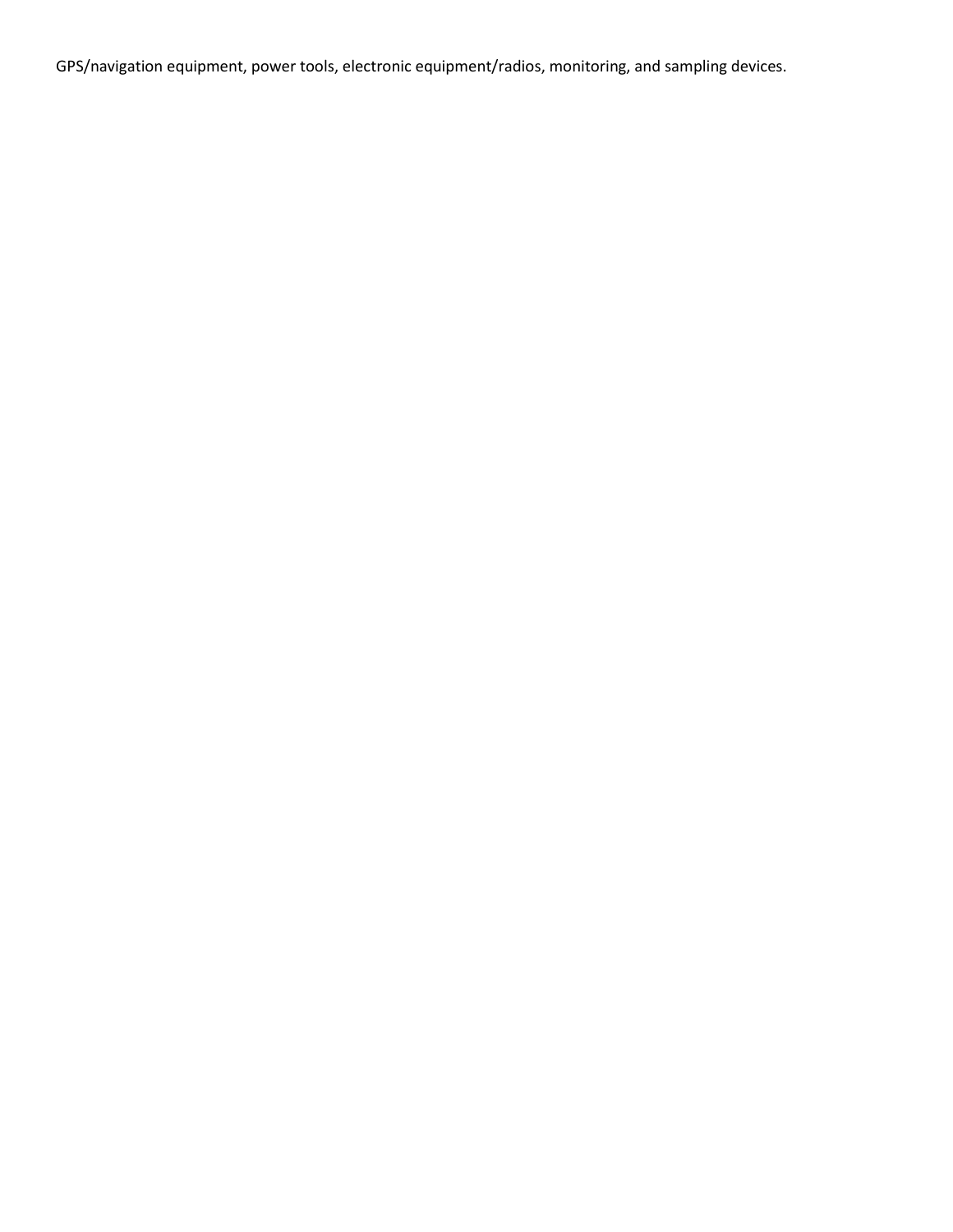GPS/navigation equipment, power tools, electronic equipment/radios, monitoring, and sampling devices.